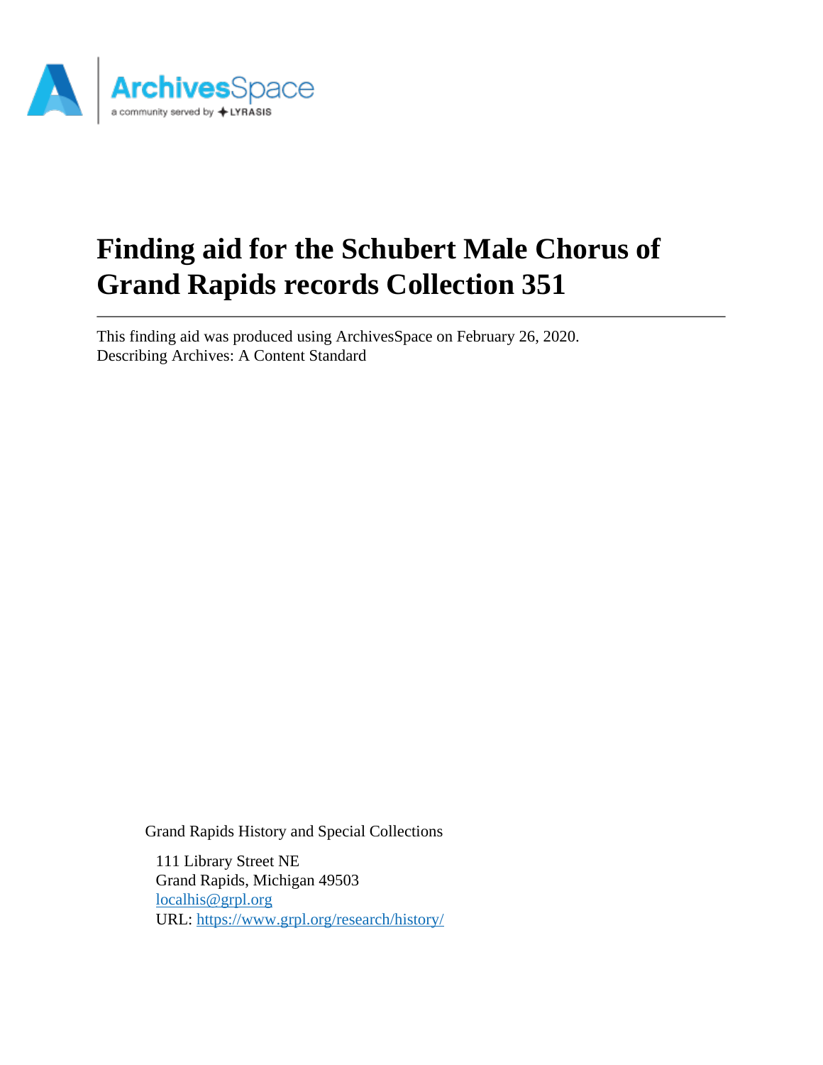# Finding aid for the Schubert Male Chorus of Grand Rapids records Collection 351

This finding aid was produced using ArchivesSpace on February 26, 2020.
Describing Archives: A Content Standard

Grand Rapids History and Special Collections

111 Library Street NE
Grand Rapids, Michigan 49503
[localhis@grpl.org](mailto:localhis@grpl.org)
URL: [https://www.grpl.org/research/history/](https://www.grpl.org/research/history/)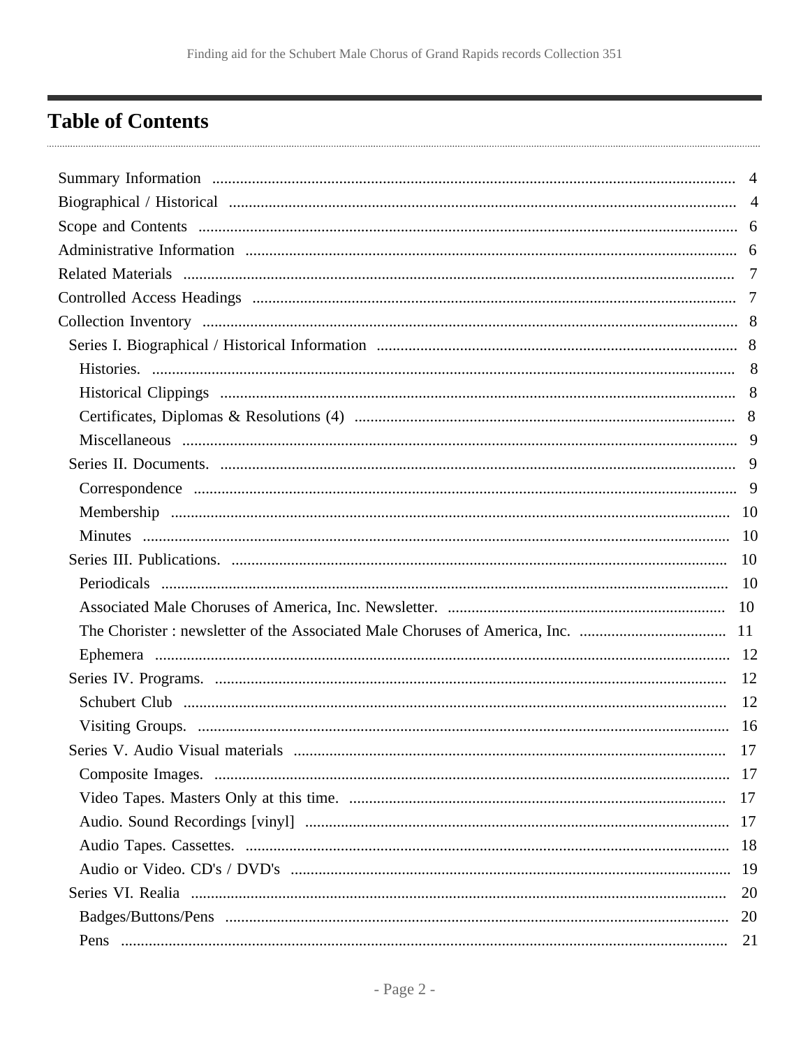# Table of Contents

- Summary Information .... 4
- Biographical / Historical .... 4
- Scope and Contents .... 6
- Administrative Information .... 6
- Related Materials .... 7
- Controlled Access Headings .... 7
- Collection Inventory .... 8
  - Series I. Biographical / Historical Information .... 8
    - Histories. .... 8
    - Historical Clippings .... 8
    - Certificates, Diplomas & Resolutions (4) .... 8
    - Miscellaneous .... 9
  - Series II. Documents. .... 9
    - Correspondence .... 9
    - Membership .... 10
    - Minutes .... 10
  - Series III. Publications. .... 10
    - Periodicals .... 10
    - Associated Male Choruses of America, Inc. Newsletter. .... 10
    - The Chorister : newsletter of the Associated Male Choruses of America, Inc. .... 11
    - Ephemera .... 12
  - Series IV. Programs. .... 12
    - Schubert Club .... 12
    - Visiting Groups. .... 16
  - Series V. Audio Visual materials .... 17
    - Composite Images. .... 17
    - Video Tapes. Masters Only at this time. .... 17
    - Audio. Sound Recordings [vinyl] .... 17
    - Audio Tapes. Cassettes. .... 18
    - Audio or Video. CD's / DVD's .... 19
  - Series VI. Realia .... 20
    - Badges/Buttons/Pens .... 20
    - Pens .... 21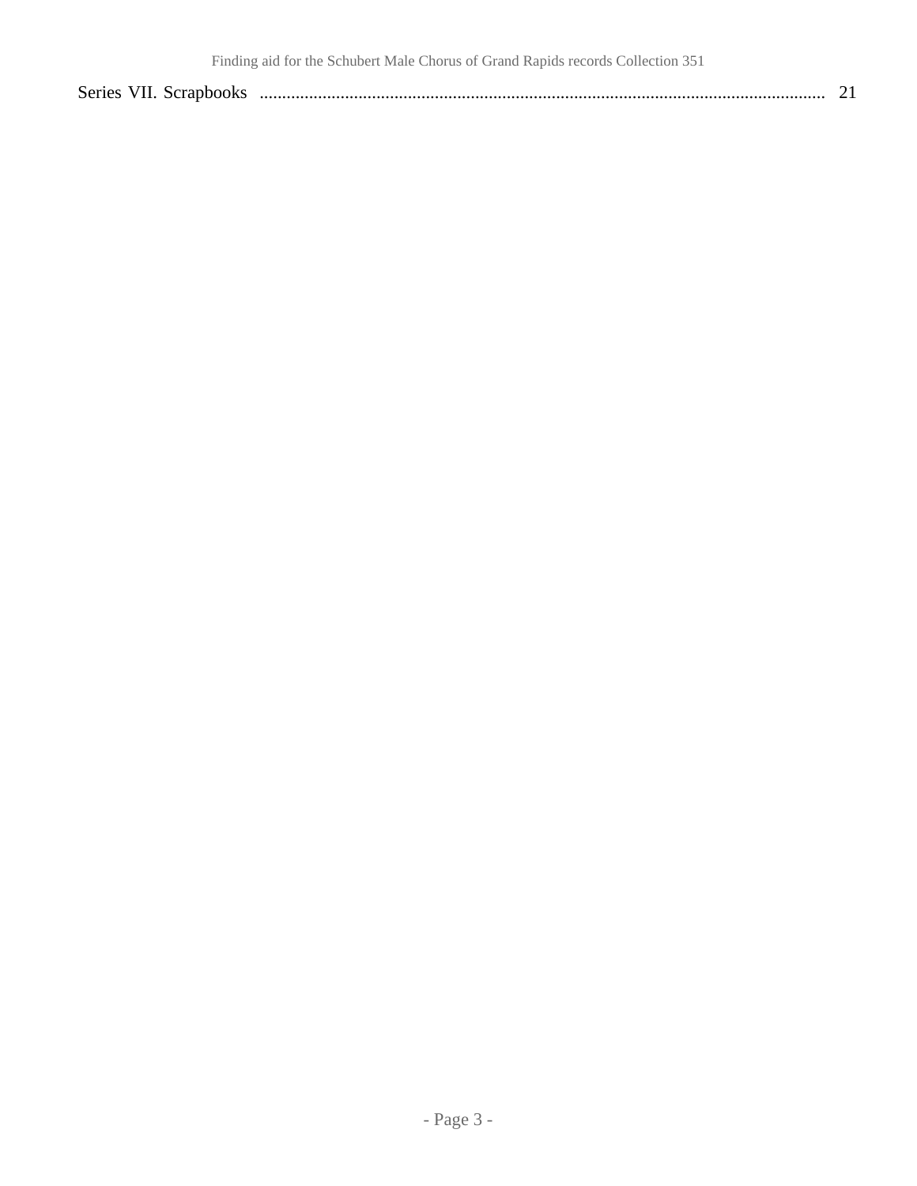Series VII. Scrapbooks ........................................................................................................................ 21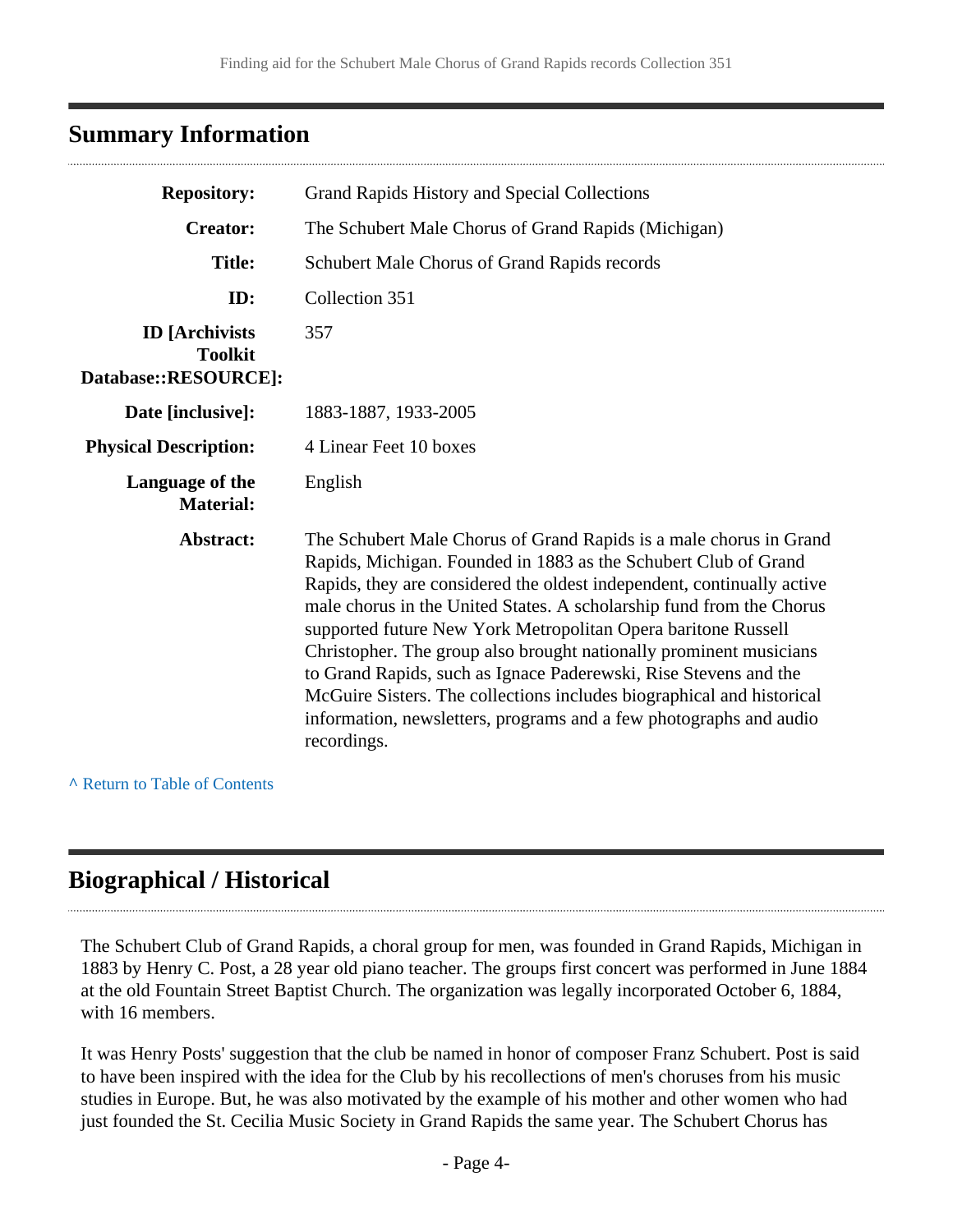## Summary Information

| | |
|---|---|
| **Repository:** | Grand Rapids History and Special Collections |
| **Creator:** | The Schubert Male Chorus of Grand Rapids (Michigan) |
| **Title:** | Schubert Male Chorus of Grand Rapids records |
| **ID:** | Collection 351 |
| **ID [Archivists Toolkit Database::RESOURCE]:** | 357 |
| **Date [inclusive]:** | 1883-1887, 1933-2005 |
| **Physical Description:** | 4 Linear Feet 10 boxes |
| **Language of the Material:** | English |
| **Abstract:** | The Schubert Male Chorus of Grand Rapids is a male chorus in Grand Rapids, Michigan. Founded in 1883 as the Schubert Club of Grand Rapids, they are considered the oldest independent, continually active male chorus in the United States. A scholarship fund from the Chorus supported future New York Metropolitan Opera baritone Russell Christopher. The group also brought nationally prominent musicians to Grand Rapids, such as Ignace Paderewski, Rise Stevens and the McGuire Sisters. The collections includes biographical and historical information, newsletters, programs and a few photographs and audio recordings. |

^ Return to Table of Contents

## Biographical / Historical

The Schubert Club of Grand Rapids, a choral group for men, was founded in Grand Rapids, Michigan in 1883 by Henry C. Post, a 28 year old piano teacher. The groups first concert was performed in June 1884 at the old Fountain Street Baptist Church. The organization was legally incorporated October 6, 1884, with 16 members.

It was Henry Posts' suggestion that the club be named in honor of composer Franz Schubert. Post is said to have been inspired with the idea for the Club by his recollections of men's choruses from his music studies in Europe. But, he was also motivated by the example of his mother and other women who had just founded the St. Cecilia Music Society in Grand Rapids the same year. The Schubert Chorus has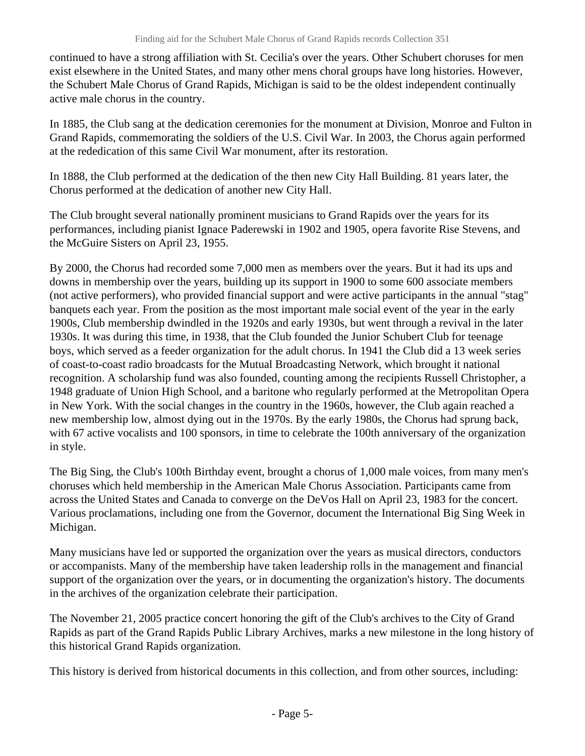continued to have a strong affiliation with St. Cecilia's over the years. Other Schubert choruses for men exist elsewhere in the United States, and many other mens choral groups have long histories. However, the Schubert Male Chorus of Grand Rapids, Michigan is said to be the oldest independent continually active male chorus in the country.

In 1885, the Club sang at the dedication ceremonies for the monument at Division, Monroe and Fulton in Grand Rapids, commemorating the soldiers of the U.S. Civil War. In 2003, the Chorus again performed at the rededication of this same Civil War monument, after its restoration.

In 1888, the Club performed at the dedication of the then new City Hall Building. 81 years later, the Chorus performed at the dedication of another new City Hall.

The Club brought several nationally prominent musicians to Grand Rapids over the years for its performances, including pianist Ignace Paderewski in 1902 and 1905, opera favorite Rise Stevens, and the McGuire Sisters on April 23, 1955.

By 2000, the Chorus had recorded some 7,000 men as members over the years. But it had its ups and downs in membership over the years, building up its support in 1900 to some 600 associate members (not active performers), who provided financial support and were active participants in the annual "stag" banquets each year. From the position as the most important male social event of the year in the early 1900s, Club membership dwindled in the 1920s and early 1930s, but went through a revival in the later 1930s. It was during this time, in 1938, that the Club founded the Junior Schubert Club for teenage boys, which served as a feeder organization for the adult chorus. In 1941 the Club did a 13 week series of coast-to-coast radio broadcasts for the Mutual Broadcasting Network, which brought it national recognition. A scholarship fund was also founded, counting among the recipients Russell Christopher, a 1948 graduate of Union High School, and a baritone who regularly performed at the Metropolitan Opera in New York. With the social changes in the country in the 1960s, however, the Club again reached a new membership low, almost dying out in the 1970s. By the early 1980s, the Chorus had sprung back, with 67 active vocalists and 100 sponsors, in time to celebrate the 100th anniversary of the organization in style.

The Big Sing, the Club's 100th Birthday event, brought a chorus of 1,000 male voices, from many men's choruses which held membership in the American Male Chorus Association. Participants came from across the United States and Canada to converge on the DeVos Hall on April 23, 1983 for the concert. Various proclamations, including one from the Governor, document the International Big Sing Week in Michigan.

Many musicians have led or supported the organization over the years as musical directors, conductors or accompanists. Many of the membership have taken leadership rolls in the management and financial support of the organization over the years, or in documenting the organization's history. The documents in the archives of the organization celebrate their participation.

The November 21, 2005 practice concert honoring the gift of the Club's archives to the City of Grand Rapids as part of the Grand Rapids Public Library Archives, marks a new milestone in the long history of this historical Grand Rapids organization.

This history is derived from historical documents in this collection, and from other sources, including: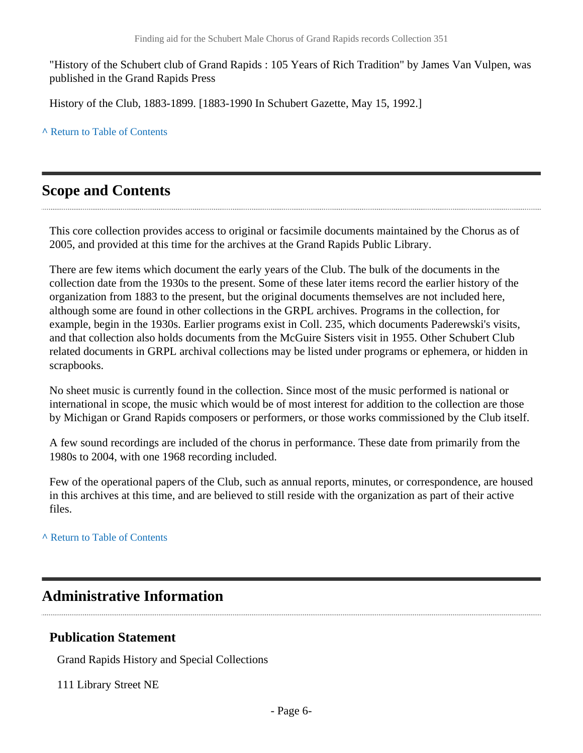"History of the Schubert club of Grand Rapids : 105 Years of Rich Tradition" by James Van Vulpen, was published in the Grand Rapids Press

History of the Club, 1883-1899. [1883-1990 In Schubert Gazette, May 15, 1992.]

^ Return to Table of Contents

## Scope and Contents

This core collection provides access to original or facsimile documents maintained by the Chorus as of 2005, and provided at this time for the archives at the Grand Rapids Public Library.

There are few items which document the early years of the Club. The bulk of the documents in the collection date from the 1930s to the present. Some of these later items record the earlier history of the organization from 1883 to the present, but the original documents themselves are not included here, although some are found in other collections in the GRPL archives. Programs in the collection, for example, begin in the 1930s. Earlier programs exist in Coll. 235, which documents Paderewski's visits, and that collection also holds documents from the McGuire Sisters visit in 1955. Other Schubert Club related documents in GRPL archival collections may be listed under programs or ephemera, or hidden in scrapbooks.

No sheet music is currently found in the collection. Since most of the music performed is national or international in scope, the music which would be of most interest for addition to the collection are those by Michigan or Grand Rapids composers or performers, or those works commissioned by the Club itself.

A few sound recordings are included of the chorus in performance. These date from primarily from the 1980s to 2004, with one 1968 recording included.

Few of the operational papers of the Club, such as annual reports, minutes, or correspondence, are housed in this archives at this time, and are believed to still reside with the organization as part of their active files.

^ Return to Table of Contents

## Administrative Information

### Publication Statement

Grand Rapids History and Special Collections

111 Library Street NE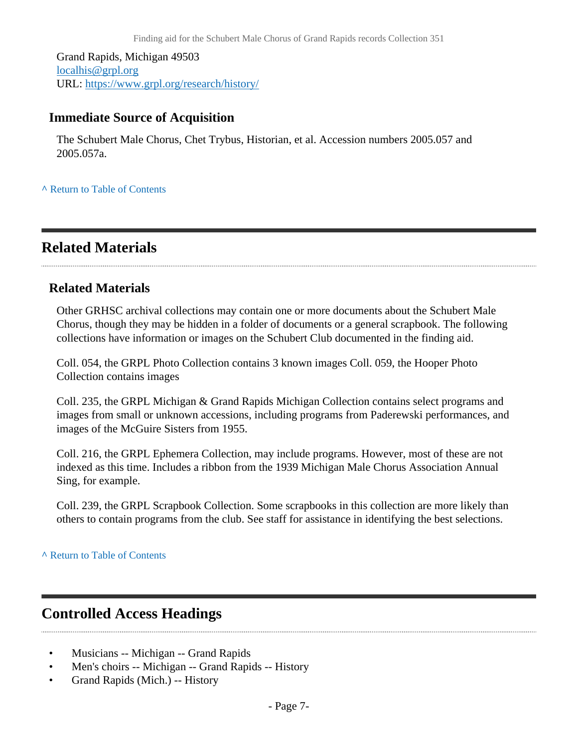Grand Rapids, Michigan 49503
localhis@grpl.org
URL: https://www.grpl.org/research/history/

### Immediate Source of Acquisition

The Schubert Male Chorus, Chet Trybus, Historian, et al. Accession numbers 2005.057 and 2005.057a.

^ Return to Table of Contents

## Related Materials

### Related Materials

Other GRHSC archival collections may contain one or more documents about the Schubert Male Chorus, though they may be hidden in a folder of documents or a general scrapbook. The following collections have information or images on the Schubert Club documented in the finding aid.

Coll. 054, the GRPL Photo Collection contains 3 known images Coll. 059, the Hooper Photo Collection contains images

Coll. 235, the GRPL Michigan & Grand Rapids Michigan Collection contains select programs and images from small or unknown accessions, including programs from Paderewski performances, and images of the McGuire Sisters from 1955.

Coll. 216, the GRPL Ephemera Collection, may include programs. However, most of these are not indexed as this time. Includes a ribbon from the 1939 Michigan Male Chorus Association Annual Sing, for example.

Coll. 239, the GRPL Scrapbook Collection. Some scrapbooks in this collection are more likely than others to contain programs from the club. See staff for assistance in identifying the best selections.

^ Return to Table of Contents

## Controlled Access Headings

- Musicians -- Michigan -- Grand Rapids
- Men's choirs -- Michigan -- Grand Rapids -- History
- Grand Rapids (Mich.) -- History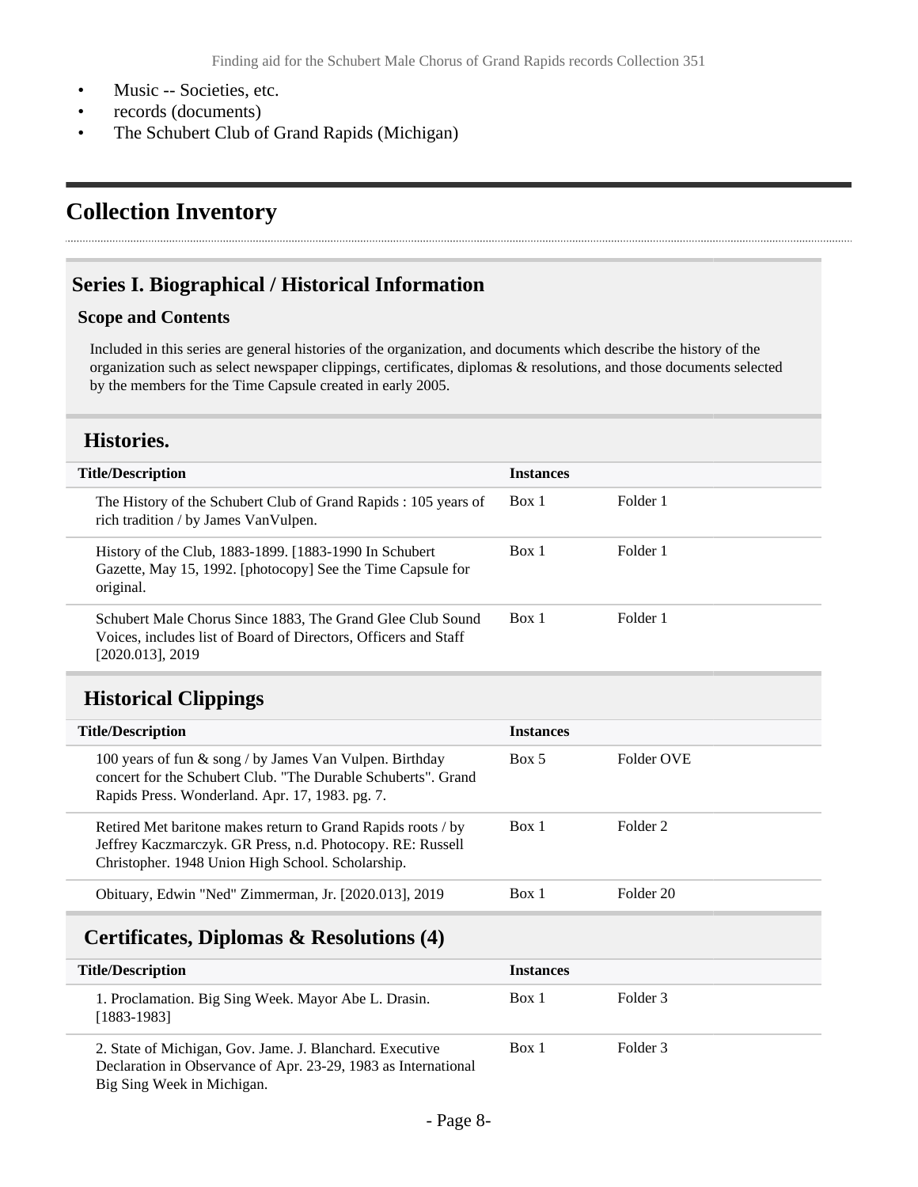- Music -- Societies, etc.
- records (documents)
- The Schubert Club of Grand Rapids (Michigan)

# Collection Inventory

## Series I. Biographical / Historical Information

### Scope and Contents

Included in this series are general histories of the organization, and documents which describe the history of the organization such as select newspaper clippings, certificates, diplomas & resolutions, and those documents selected by the members for the Time Capsule created in early 2005.

### Histories.

| Title/Description | Instances | |
|---|---|---|
| The History of the Schubert Club of Grand Rapids : 105 years of rich tradition / by James VanVulpen. | Box 1 | Folder 1 |
| History of the Club, 1883-1899. [1883-1990 In Schubert Gazette, May 15, 1992. [photocopy] See the Time Capsule for original. | Box 1 | Folder 1 |
| Schubert Male Chorus Since 1883, The Grand Glee Club Sound Voices, includes list of Board of Directors, Officers and Staff [2020.013], 2019 | Box 1 | Folder 1 |

### Historical Clippings

| Title/Description | Instances | |
|---|---|---|
| 100 years of fun & song / by James Van Vulpen. Birthday concert for the Schubert Club. "The Durable Schuberts". Grand Rapids Press. Wonderland. Apr. 17, 1983. pg. 7. | Box 5 | Folder OVE |
| Retired Met baritone makes return to Grand Rapids roots / by Jeffrey Kaczmarczyk. GR Press, n.d. Photocopy. RE: Russell Christopher. 1948 Union High School. Scholarship. | Box 1 | Folder 2 |
| Obituary, Edwin "Ned" Zimmerman, Jr. [2020.013], 2019 | Box 1 | Folder 20 |

### Certificates, Diplomas & Resolutions (4)

| Title/Description | Instances | |
|---|---|---|
| 1. Proclamation. Big Sing Week. Mayor Abe L. Drasin. [1883-1983] | Box 1 | Folder 3 |
| 2. State of Michigan, Gov. Jame. J. Blanchard. Executive Declaration in Observance of Apr. 23-29, 1983 as International Big Sing Week in Michigan. | Box 1 | Folder 3 |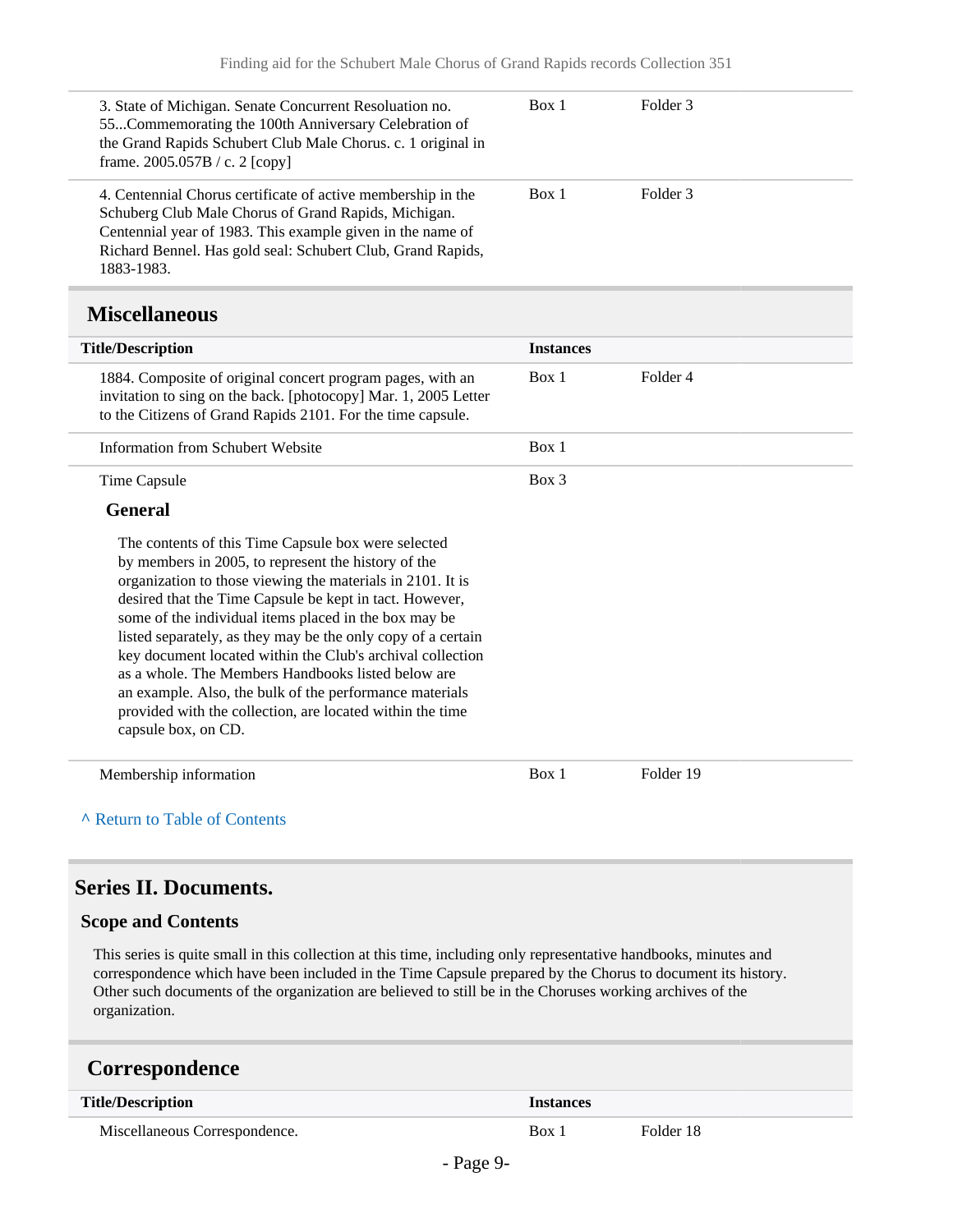| | | |
|---|---|---|
| 3. State of Michigan. Senate Concurrent Resoluation no. 55...Commemorating the 100th Anniversary Celebration of the Grand Rapids Schubert Club Male Chorus. c. 1 original in frame. 2005.057B / c. 2 [copy] | Box 1 | Folder 3 |
| 4. Centennial Chorus certificate of active membership in the Schuberg Club Male Chorus of Grand Rapids, Michigan. Centennial year of 1983. This example given in the name of Richard Bennel. Has gold seal: Schubert Club, Grand Rapids, 1883-1983. | Box 1 | Folder 3 |

## Miscellaneous

| Title/Description | Instances | |
|---|---|---|
| 1884. Composite of original concert program pages, with an invitation to sing on the back. [photocopy] Mar. 1, 2005 Letter to the Citizens of Grand Rapids 2101. For the time capsule. | Box 1 | Folder 4 |
| Information from Schubert Website | Box 1 | |
| Time Capsule | Box 3 | |

**General**

The contents of this Time Capsule box were selected by members in 2005, to represent the history of the organization to those viewing the materials in 2101. It is desired that the Time Capsule be kept in tact. However, some of the individual items placed in the box may be listed separately, as they may be the only copy of a certain key document located within the Club's archival collection as a whole. The Members Handbooks listed below are an example. Also, the bulk of the performance materials provided with the collection, are located within the time capsule box, on CD.

| | | |
|---|---|---|
| Membership information | Box 1 | Folder 19 |

^ Return to Table of Contents

## Series II. Documents.

### Scope and Contents

This series is quite small in this collection at this time, including only representative handbooks, minutes and correspondence which have been included in the Time Capsule prepared by the Chorus to document its history. Other such documents of the organization are believed to still be in the Choruses working archives of the organization.

## Correspondence

| Title/Description | Instances | |
|---|---|---|
| Miscellaneous Correspondence. | Box 1 | Folder 18 |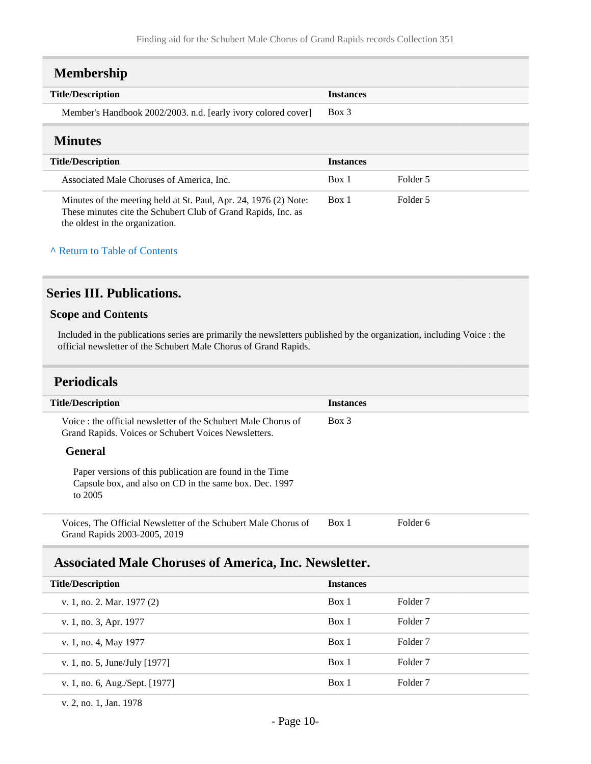## Membership

| Title/Description | Instances | |
|---|---|---|
| Member's Handbook 2002/2003. n.d. [early ivory colored cover] | Box 3 | |

## Minutes

| Title/Description | Instances | |
|---|---|---|
| Associated Male Choruses of America, Inc. | Box 1 | Folder 5 |
| Minutes of the meeting held at St. Paul, Apr. 24, 1976 (2) Note: These minutes cite the Schubert Club of Grand Rapids, Inc. as the oldest in the organization. | Box 1 | Folder 5 |

^ Return to Table of Contents

# Series III. Publications.

### Scope and Contents

Included in the publications series are primarily the newsletters published by the organization, including Voice : the official newsletter of the Schubert Male Chorus of Grand Rapids.

## Periodicals

| Title/Description | Instances | |
|---|---|---|
| Voice : the official newsletter of the Schubert Male Chorus of Grand Rapids. Voices or Schubert Voices Newsletters.<br><br>**General**<br><br>Paper versions of this publication are found in the Time Capsule box, and also on CD in the same box. Dec. 1997 to 2005 | Box 3 | |
| Voices, The Official Newsletter of the Schubert Male Chorus of Grand Rapids 2003-2005, 2019 | Box 1 | Folder 6 |

## Associated Male Choruses of America, Inc. Newsletter.

| Title/Description | Instances | |
|---|---|---|
| v. 1, no. 2. Mar. 1977 (2) | Box 1 | Folder 7 |
| v. 1, no. 3, Apr. 1977 | Box 1 | Folder 7 |
| v. 1, no. 4, May 1977 | Box 1 | Folder 7 |
| v. 1, no. 5, June/July [1977] | Box 1 | Folder 7 |
| v. 1, no. 6, Aug./Sept. [1977] | Box 1 | Folder 7 |
| v. 2, no. 1, Jan. 1978 | | |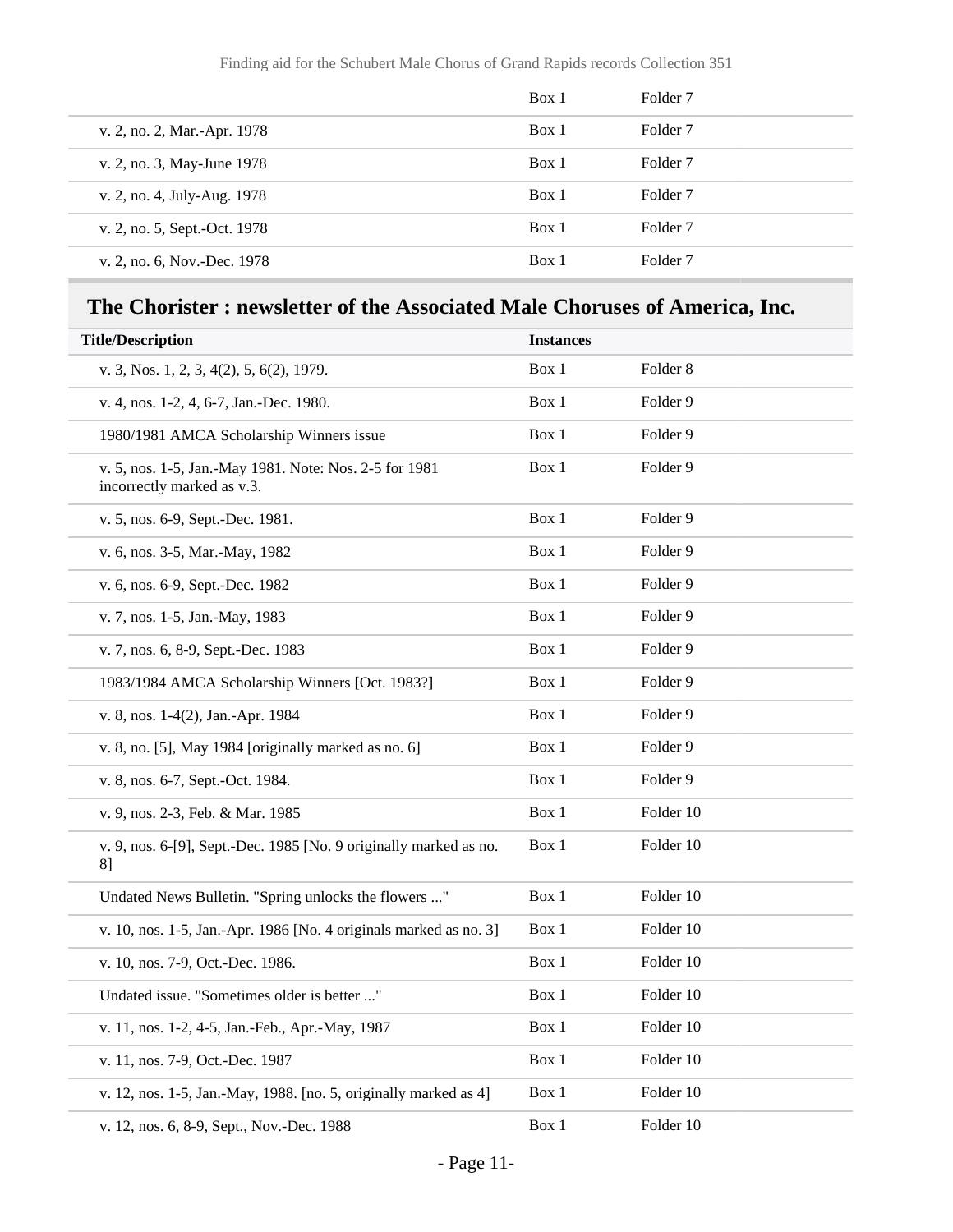| | | |
|---|---|---|
| | Box 1 | Folder 7 |
| v. 2, no. 2, Mar.-Apr. 1978 | Box 1 | Folder 7 |
| v. 2, no. 3, May-June 1978 | Box 1 | Folder 7 |
| v. 2, no. 4, July-Aug. 1978 | Box 1 | Folder 7 |
| v. 2, no. 5, Sept.-Oct. 1978 | Box 1 | Folder 7 |
| v. 2, no. 6, Nov.-Dec. 1978 | Box 1 | Folder 7 |

## The Chorister : newsletter of the Associated Male Choruses of America, Inc.

| Title/Description | Instances | |
|---|---|---|
| v. 3, Nos. 1, 2, 3, 4(2), 5, 6(2), 1979. | Box 1 | Folder 8 |
| v. 4, nos. 1-2, 4, 6-7, Jan.-Dec. 1980. | Box 1 | Folder 9 |
| 1980/1981 AMCA Scholarship Winners issue | Box 1 | Folder 9 |
| v. 5, nos. 1-5, Jan.-May 1981. Note: Nos. 2-5 for 1981 incorrectly marked as v.3. | Box 1 | Folder 9 |
| v. 5, nos. 6-9, Sept.-Dec. 1981. | Box 1 | Folder 9 |
| v. 6, nos. 3-5, Mar.-May, 1982 | Box 1 | Folder 9 |
| v. 6, nos. 6-9, Sept.-Dec. 1982 | Box 1 | Folder 9 |
| v. 7, nos. 1-5, Jan.-May, 1983 | Box 1 | Folder 9 |
| v. 7, nos. 6, 8-9, Sept.-Dec. 1983 | Box 1 | Folder 9 |
| 1983/1984 AMCA Scholarship Winners [Oct. 1983?] | Box 1 | Folder 9 |
| v. 8, nos. 1-4(2), Jan.-Apr. 1984 | Box 1 | Folder 9 |
| v. 8, no. [5], May 1984 [originally marked as no. 6] | Box 1 | Folder 9 |
| v. 8, nos. 6-7, Sept.-Oct. 1984. | Box 1 | Folder 9 |
| v. 9, nos. 2-3, Feb. & Mar. 1985 | Box 1 | Folder 10 |
| v. 9, nos. 6-[9], Sept.-Dec. 1985 [No. 9 originally marked as no. 8] | Box 1 | Folder 10 |
| Undated News Bulletin. "Spring unlocks the flowers ..." | Box 1 | Folder 10 |
| v. 10, nos. 1-5, Jan.-Apr. 1986 [No. 4 originals marked as no. 3] | Box 1 | Folder 10 |
| v. 10, nos. 7-9, Oct.-Dec. 1986. | Box 1 | Folder 10 |
| Undated issue. "Sometimes older is better ..." | Box 1 | Folder 10 |
| v. 11, nos. 1-2, 4-5, Jan.-Feb., Apr.-May, 1987 | Box 1 | Folder 10 |
| v. 11, nos. 7-9, Oct.-Dec. 1987 | Box 1 | Folder 10 |
| v. 12, nos. 1-5, Jan.-May, 1988. [no. 5, originally marked as 4] | Box 1 | Folder 10 |
| v. 12, nos. 6, 8-9, Sept., Nov.-Dec. 1988 | Box 1 | Folder 10 |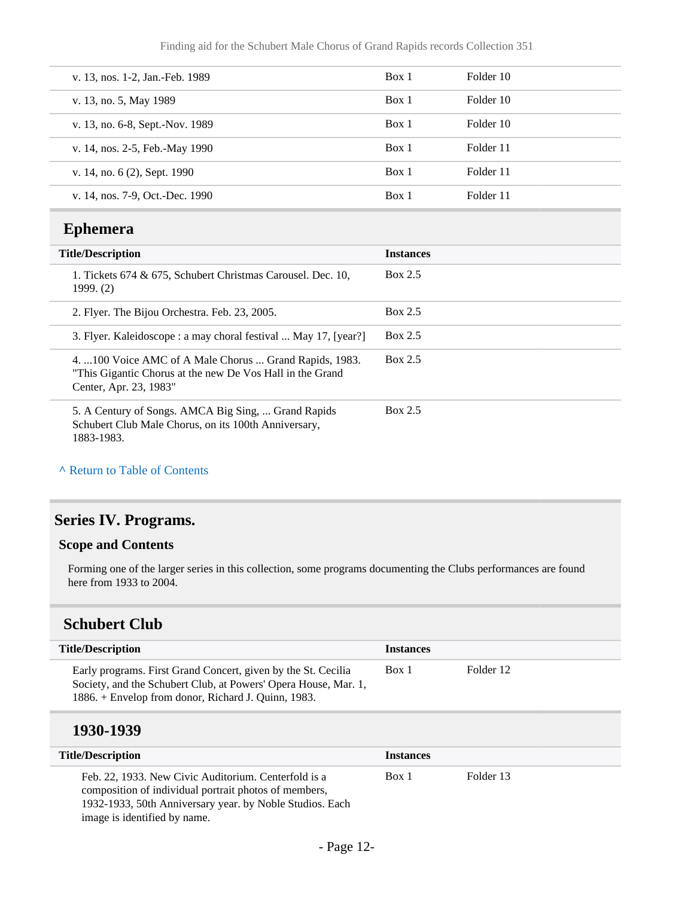| | | |
|---|---|---|
| v. 13, nos. 1-2, Jan.-Feb. 1989 | Box 1 | Folder 10 |
| v. 13, no. 5, May 1989 | Box 1 | Folder 10 |
| v. 13, no. 6-8, Sept.-Nov. 1989 | Box 1 | Folder 10 |
| v. 14, nos. 2-5, Feb.-May 1990 | Box 1 | Folder 11 |
| v. 14, no. 6 (2), Sept. 1990 | Box 1 | Folder 11 |
| v. 14, nos. 7-9, Oct.-Dec. 1990 | Box 1 | Folder 11 |

## Ephemera

| Title/Description | Instances |
|---|---|
| 1. Tickets 674 & 675, Schubert Christmas Carousel. Dec. 10, 1999. (2) | Box 2.5 |
| 2. Flyer. The Bijou Orchestra. Feb. 23, 2005. | Box 2.5 |
| 3. Flyer. Kaleidoscope : a may choral festival ... May 17, [year?] | Box 2.5 |
| 4. ...100 Voice AMC of A Male Chorus ... Grand Rapids, 1983. "This Gigantic Chorus at the new De Vos Hall in the Grand Center, Apr. 23, 1983" | Box 2.5 |
| 5. A Century of Songs. AMCA Big Sing, ... Grand Rapids Schubert Club Male Chorus, on its 100th Anniversary, 1883-1983. | Box 2.5 |

^ Return to Table of Contents

## Series IV. Programs.

### Scope and Contents

Forming one of the larger series in this collection, some programs documenting the Clubs performances are found here from 1933 to 2004.

## Schubert Club

| Title/Description | Instances | |
|---|---|---|
| Early programs. First Grand Concert, given by the St. Cecilia Society, and the Schubert Club, at Powers' Opera House, Mar. 1, 1886. + Envelop from donor, Richard J. Quinn, 1983. | Box 1 | Folder 12 |

### 1930-1939

| Title/Description | Instances | |
|---|---|---|
| Feb. 22, 1933. New Civic Auditorium. Centerfold is a composition of individual portrait photos of members, 1932-1933, 50th Anniversary year. by Noble Studios. Each image is identified by name. | Box 1 | Folder 13 |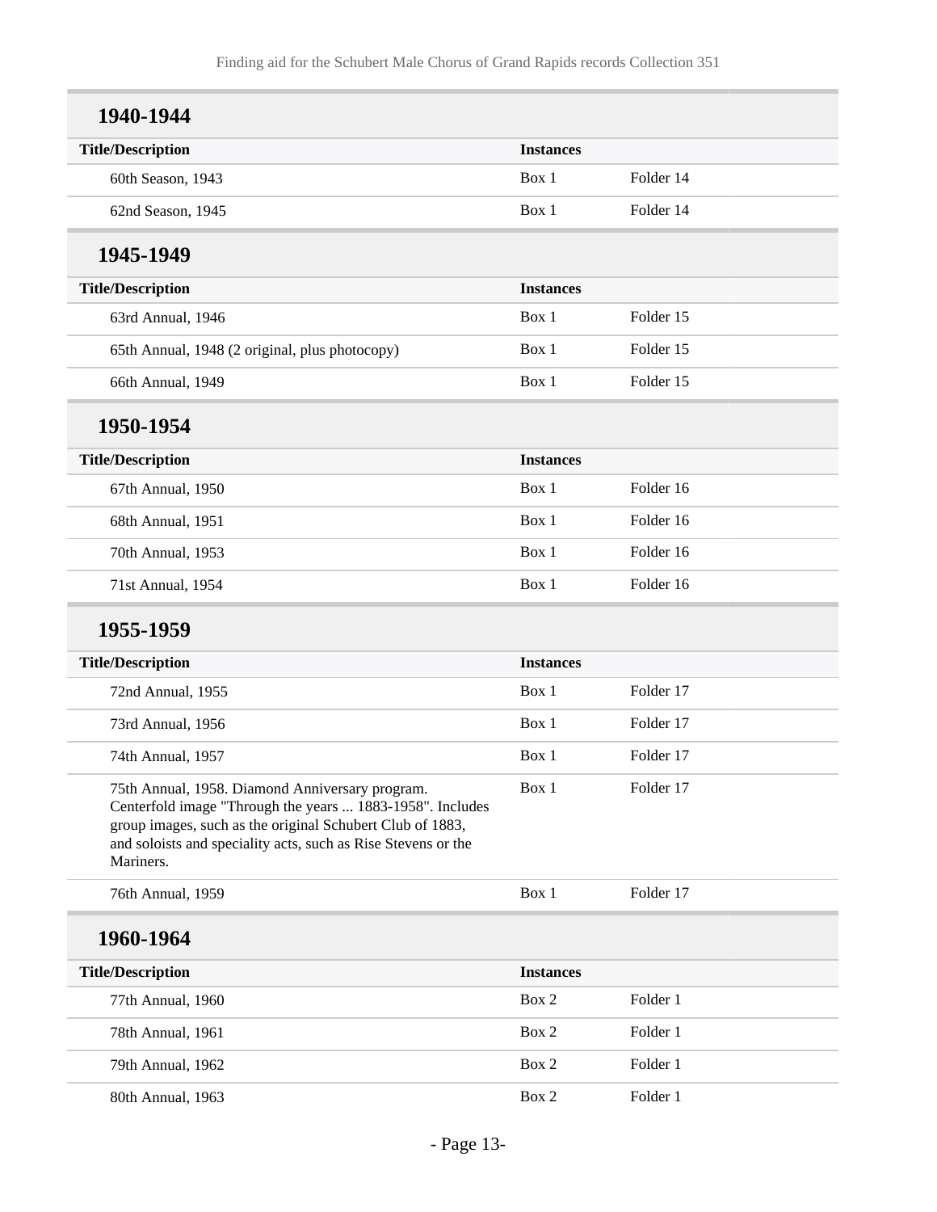## 1940-1944

| Title/Description | Instances | |
|---|---|---|
| 60th Season, 1943 | Box 1 | Folder 14 |
| 62nd Season, 1945 | Box 1 | Folder 14 |

## 1945-1949

| Title/Description | Instances | |
|---|---|---|
| 63rd Annual, 1946 | Box 1 | Folder 15 |
| 65th Annual, 1948 (2 original, plus photocopy) | Box 1 | Folder 15 |
| 66th Annual, 1949 | Box 1 | Folder 15 |

## 1950-1954

| Title/Description | Instances | |
|---|---|---|
| 67th Annual, 1950 | Box 1 | Folder 16 |
| 68th Annual, 1951 | Box 1 | Folder 16 |
| 70th Annual, 1953 | Box 1 | Folder 16 |
| 71st Annual, 1954 | Box 1 | Folder 16 |

## 1955-1959

| Title/Description | Instances | |
|---|---|---|
| 72nd Annual, 1955 | Box 1 | Folder 17 |
| 73rd Annual, 1956 | Box 1 | Folder 17 |
| 74th Annual, 1957 | Box 1 | Folder 17 |
| 75th Annual, 1958. Diamond Anniversary program. Centerfold image "Through the years ... 1883-1958". Includes group images, such as the original Schubert Club of 1883, and soloists and speciality acts, such as Rise Stevens or the Mariners. | Box 1 | Folder 17 |
| 76th Annual, 1959 | Box 1 | Folder 17 |

## 1960-1964

| Title/Description | Instances | |
|---|---|---|
| 77th Annual, 1960 | Box 2 | Folder 1 |
| 78th Annual, 1961 | Box 2 | Folder 1 |
| 79th Annual, 1962 | Box 2 | Folder 1 |
| 80th Annual, 1963 | Box 2 | Folder 1 |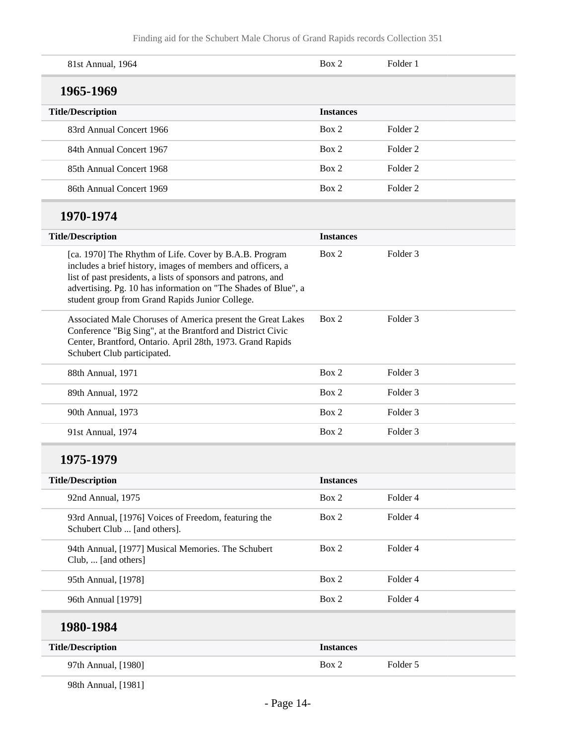| Title/Description | Instances | |
|---|---|---|
| 81st Annual, 1964 | Box 2 | Folder 1 |

### 1965-1969

| Title/Description | Instances | |
|---|---|---|
| 83rd Annual Concert 1966 | Box 2 | Folder 2 |
| 84th Annual Concert 1967 | Box 2 | Folder 2 |
| 85th Annual Concert 1968 | Box 2 | Folder 2 |
| 86th Annual Concert 1969 | Box 2 | Folder 2 |

### 1970-1974

| Title/Description | Instances | |
|---|---|---|
| [ca. 1970] The Rhythm of Life. Cover by B.A.B. Program includes a brief history, images of members and officers, a list of past presidents, a lists of sponsors and patrons, and advertising. Pg. 10 has information on "The Shades of Blue", a student group from Grand Rapids Junior College. | Box 2 | Folder 3 |
| Associated Male Choruses of America present the Great Lakes Conference "Big Sing", at the Brantford and District Civic Center, Brantford, Ontario. April 28th, 1973. Grand Rapids Schubert Club participated. | Box 2 | Folder 3 |
| 88th Annual, 1971 | Box 2 | Folder 3 |
| 89th Annual, 1972 | Box 2 | Folder 3 |
| 90th Annual, 1973 | Box 2 | Folder 3 |
| 91st Annual, 1974 | Box 2 | Folder 3 |

### 1975-1979

| Title/Description | Instances | |
|---|---|---|
| 92nd Annual, 1975 | Box 2 | Folder 4 |
| 93rd Annual, [1976] Voices of Freedom, featuring the Schubert Club ... [and others]. | Box 2 | Folder 4 |
| 94th Annual, [1977] Musical Memories. The Schubert Club, ... [and others] | Box 2 | Folder 4 |
| 95th Annual, [1978] | Box 2 | Folder 4 |
| 96th Annual [1979] | Box 2 | Folder 4 |

### 1980-1984

| Title/Description | Instances | |
|---|---|---|
| 97th Annual, [1980] | Box 2 | Folder 5 |
| 98th Annual, [1981] | | |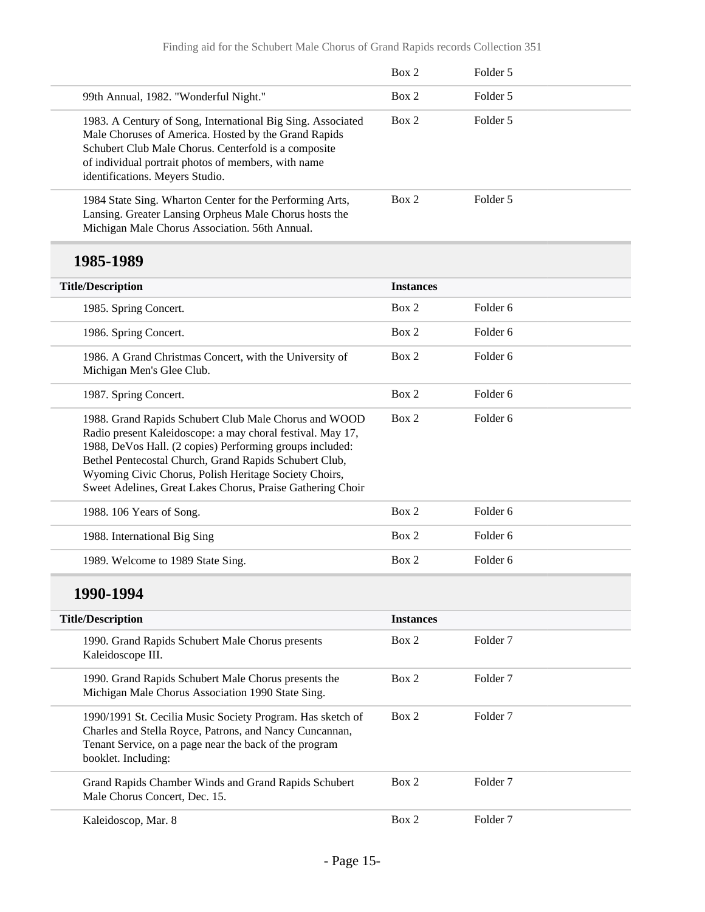| | | |
|---|---|---|
| | Box 2 | Folder 5 |
| 99th Annual, 1982. "Wonderful Night." | Box 2 | Folder 5 |
| 1983. A Century of Song, International Big Sing. Associated Male Choruses of America. Hosted by the Grand Rapids Schubert Club Male Chorus. Centerfold is a composite of individual portrait photos of members, with name identifications. Meyers Studio. | Box 2 | Folder 5 |
| 1984 State Sing. Wharton Center for the Performing Arts, Lansing. Greater Lansing Orpheus Male Chorus hosts the Michigan Male Chorus Association. 56th Annual. | Box 2 | Folder 5 |

## 1985-1989

| Title/Description | Instances | |
|---|---|---|
| 1985. Spring Concert. | Box 2 | Folder 6 |
| 1986. Spring Concert. | Box 2 | Folder 6 |
| 1986. A Grand Christmas Concert, with the University of Michigan Men's Glee Club. | Box 2 | Folder 6 |
| 1987. Spring Concert. | Box 2 | Folder 6 |
| 1988. Grand Rapids Schubert Club Male Chorus and WOOD Radio present Kaleidoscope: a may choral festival. May 17, 1988, DeVos Hall. (2 copies) Performing groups included: Bethel Pentecostal Church, Grand Rapids Schubert Club, Wyoming Civic Chorus, Polish Heritage Society Choirs, Sweet Adelines, Great Lakes Chorus, Praise Gathering Choir | Box 2 | Folder 6 |
| 1988. 106 Years of Song. | Box 2 | Folder 6 |
| 1988. International Big Sing | Box 2 | Folder 6 |
| 1989. Welcome to 1989 State Sing. | Box 2 | Folder 6 |

## 1990-1994

| Title/Description | Instances | |
|---|---|---|
| 1990. Grand Rapids Schubert Male Chorus presents Kaleidoscope III. | Box 2 | Folder 7 |
| 1990. Grand Rapids Schubert Male Chorus presents the Michigan Male Chorus Association 1990 State Sing. | Box 2 | Folder 7 |
| 1990/1991 St. Cecilia Music Society Program. Has sketch of Charles and Stella Royce, Patrons, and Nancy Cuncannan, Tenant Service, on a page near the back of the program booklet. Including: | Box 2 | Folder 7 |
| Grand Rapids Chamber Winds and Grand Rapids Schubert Male Chorus Concert, Dec. 15. | Box 2 | Folder 7 |
| Kaleidoscop, Mar. 8 | Box 2 | Folder 7 |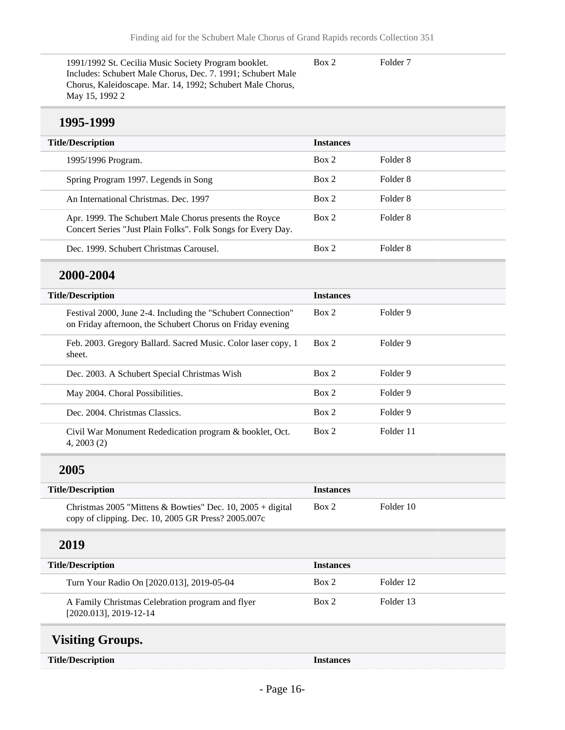| Title/Description | Instances | |
|---|---|---|
| 1991/1992 St. Cecilia Music Society Program booklet. Includes: Schubert Male Chorus, Dec. 7. 1991; Schubert Male Chorus, Kaleidoscape. Mar. 14, 1992; Schubert Male Chorus, May 15, 1992 2 | Box 2 | Folder 7 |

### 1995-1999

| Title/Description | Instances | |
|---|---|---|
| 1995/1996 Program. | Box 2 | Folder 8 |
| Spring Program 1997. Legends in Song | Box 2 | Folder 8 |
| An International Christmas. Dec. 1997 | Box 2 | Folder 8 |
| Apr. 1999. The Schubert Male Chorus presents the Royce Concert Series "Just Plain Folks". Folk Songs for Every Day. | Box 2 | Folder 8 |
| Dec. 1999. Schubert Christmas Carousel. | Box 2 | Folder 8 |

### 2000-2004

| Title/Description | Instances | |
|---|---|---|
| Festival 2000, June 2-4. Including the "Schubert Connection" on Friday afternoon, the Schubert Chorus on Friday evening | Box 2 | Folder 9 |
| Feb. 2003. Gregory Ballard. Sacred Music. Color laser copy, 1 sheet. | Box 2 | Folder 9 |
| Dec. 2003. A Schubert Special Christmas Wish | Box 2 | Folder 9 |
| May 2004. Choral Possibilities. | Box 2 | Folder 9 |
| Dec. 2004. Christmas Classics. | Box 2 | Folder 9 |
| Civil War Monument Rededication program & booklet, Oct. 4, 2003 (2) | Box 2 | Folder 11 |

### 2005

| Title/Description | Instances | |
|---|---|---|
| Christmas 2005 "Mittens & Bowties" Dec. 10, 2005 + digital copy of clipping. Dec. 10, 2005 GR Press? 2005.007c | Box 2 | Folder 10 |

### 2019

| Title/Description | Instances | |
|---|---|---|
| Turn Your Radio On [2020.013], 2019-05-04 | Box 2 | Folder 12 |
| A Family Christmas Celebration program and flyer [2020.013], 2019-12-14 | Box 2 | Folder 13 |

## Visiting Groups.

| Title/Description | Instances |
|---|---|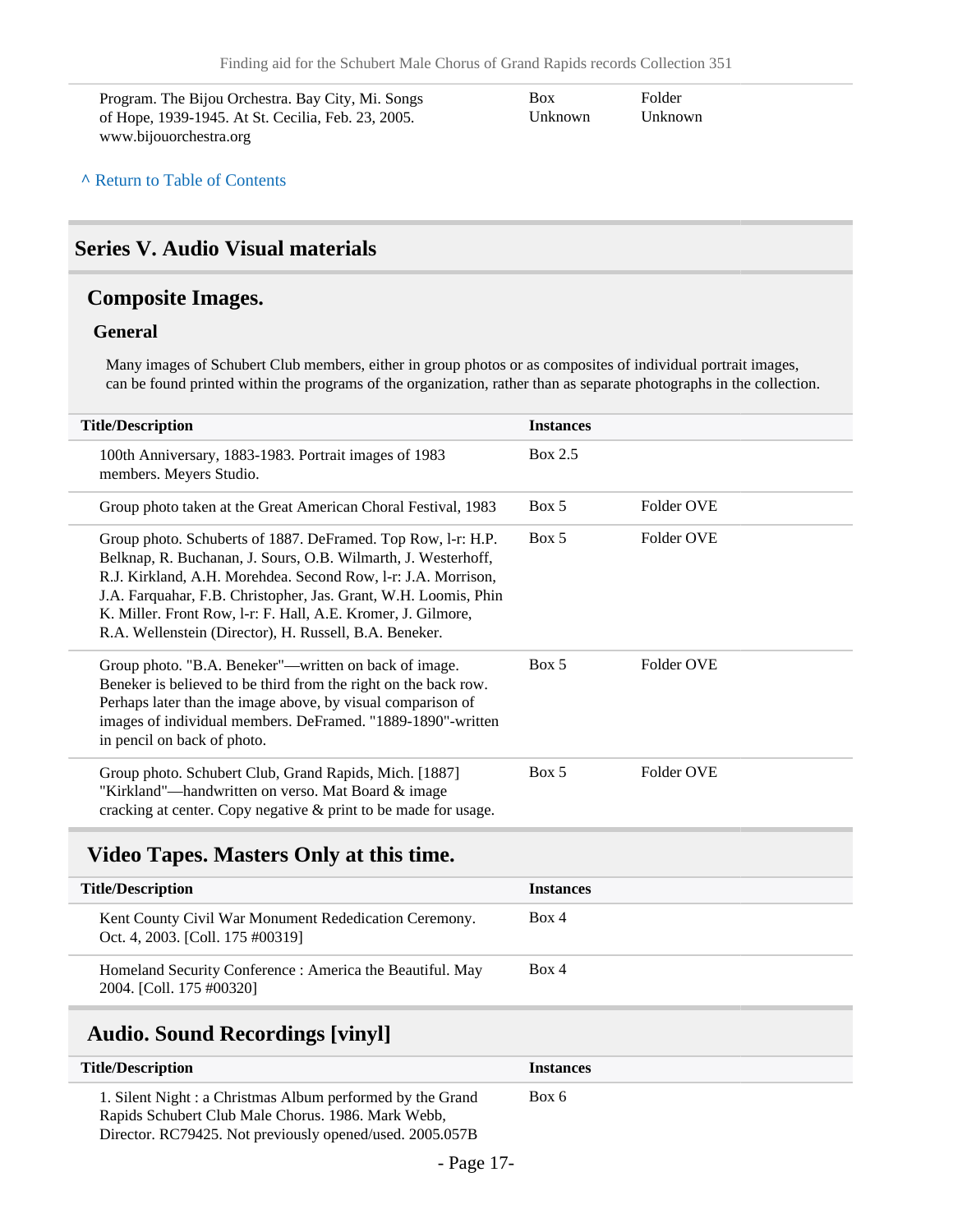| | | |
|---|---|---|
| Program. The Bijou Orchestra. Bay City, Mi. Songs of Hope, 1939-1945. At St. Cecilia, Feb. 23, 2005. www.bijouorchestra.org | Box Unknown | Folder Unknown |

^ Return to Table of Contents

## Series V. Audio Visual materials

### Composite Images.

#### General

Many images of Schubert Club members, either in group photos or as composites of individual portrait images, can be found printed within the programs of the organization, rather than as separate photographs in the collection.

| Title/Description | Instances | |
|---|---|---|
| 100th Anniversary, 1883-1983. Portrait images of 1983 members. Meyers Studio. | Box 2.5 | |
| Group photo taken at the Great American Choral Festival, 1983 | Box 5 | Folder OVE |
| Group photo. Schuberts of 1887. DeFramed. Top Row, l-r: H.P. Belknap, R. Buchanan, J. Sours, O.B. Wilmarth, J. Westerhoff, R.J. Kirkland, A.H. Morehdea. Second Row, l-r: J.A. Morrison, J.A. Farquahar, F.B. Christopher, Jas. Grant, W.H. Loomis, Phin K. Miller. Front Row, l-r: F. Hall, A.E. Kromer, J. Gilmore, R.A. Wellenstein (Director), H. Russell, B.A. Beneker. | Box 5 | Folder OVE |
| Group photo. "B.A. Beneker"—written on back of image. Beneker is believed to be third from the right on the back row. Perhaps later than the image above, by visual comparison of images of individual members. DeFramed. "1889-1890"-written in pencil on back of photo. | Box 5 | Folder OVE |
| Group photo. Schubert Club, Grand Rapids, Mich. [1887] "Kirkland"—handwritten on verso. Mat Board & image cracking at center. Copy negative & print to be made for usage. | Box 5 | Folder OVE |

### Video Tapes. Masters Only at this time.

| Title/Description | Instances |
|---|---|
| Kent County Civil War Monument Rededication Ceremony. Oct. 4, 2003. [Coll. 175 #00319] | Box 4 |
| Homeland Security Conference : America the Beautiful. May 2004. [Coll. 175 #00320] | Box 4 |

### Audio. Sound Recordings [vinyl]

| Title/Description | Instances |
|---|---|
| 1. Silent Night : a Christmas Album performed by the Grand Rapids Schubert Club Male Chorus. 1986. Mark Webb, Director. RC79425. Not previously opened/used. 2005.057B | Box 6 |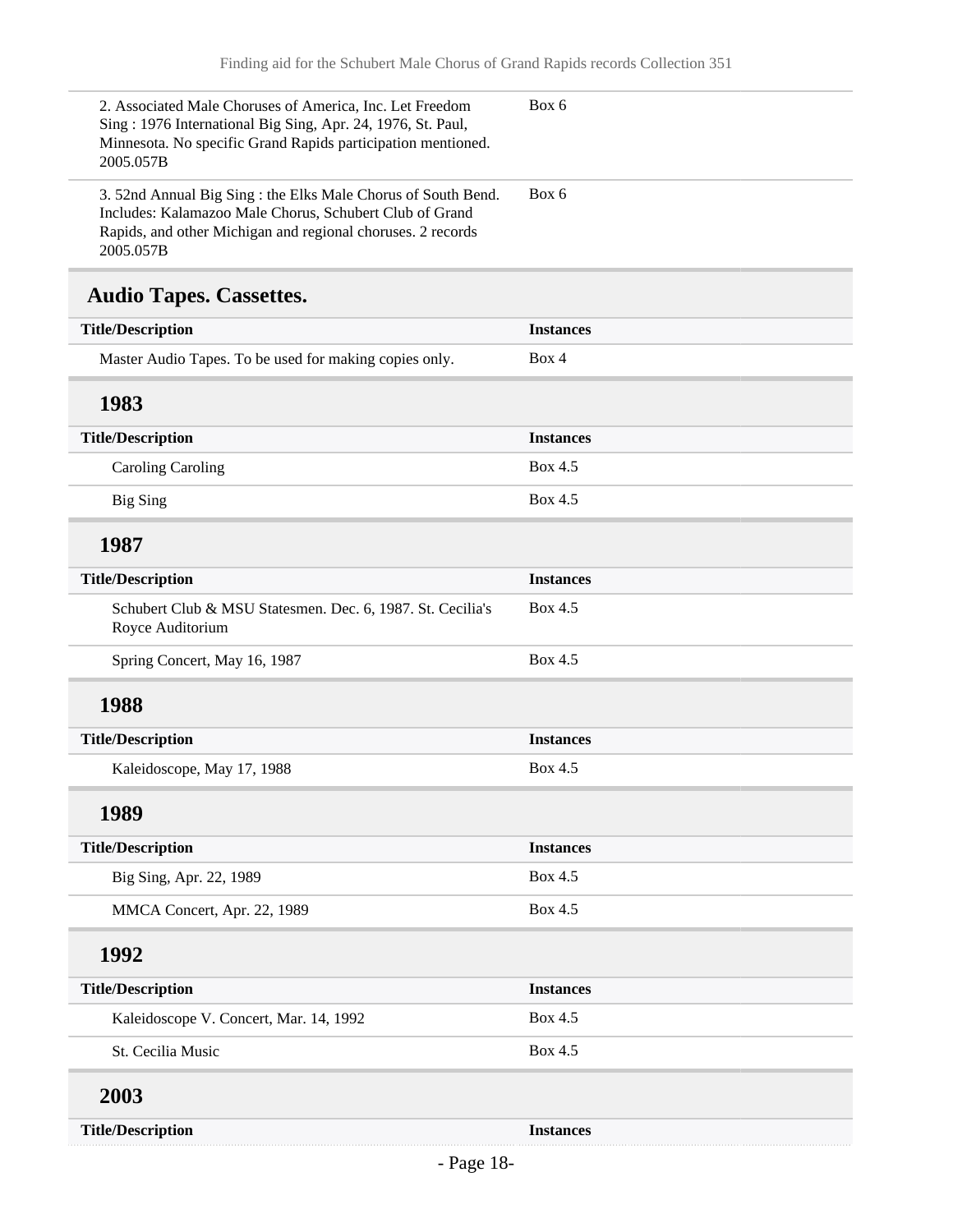| | |
|---|---|
| 2. Associated Male Choruses of America, Inc. Let Freedom Sing : 1976 International Big Sing, Apr. 24, 1976, St. Paul, Minnesota. No specific Grand Rapids participation mentioned. 2005.057B | Box 6 |
| 3. 52nd Annual Big Sing : the Elks Male Chorus of South Bend. Includes: Kalamazoo Male Chorus, Schubert Club of Grand Rapids, and other Michigan and regional choruses. 2 records 2005.057B | Box 6 |

## Audio Tapes. Cassettes.

| Title/Description | Instances |
|---|---|
| Master Audio Tapes. To be used for making copies only. | Box 4 |

### 1983

| Title/Description | Instances |
|---|---|
| Caroling Caroling | Box 4.5 |
| Big Sing | Box 4.5 |

### 1987

| Title/Description | Instances |
|---|---|
| Schubert Club & MSU Statesmen. Dec. 6, 1987. St. Cecilia's Royce Auditorium | Box 4.5 |
| Spring Concert, May 16, 1987 | Box 4.5 |

### 1988

| Title/Description | Instances |
|---|---|
| Kaleidoscope, May 17, 1988 | Box 4.5 |

### 1989

| Title/Description | Instances |
|---|---|
| Big Sing, Apr. 22, 1989 | Box 4.5 |
| MMCA Concert, Apr. 22, 1989 | Box 4.5 |

### 1992

| Title/Description | Instances |
|---|---|
| Kaleidoscope V. Concert, Mar. 14, 1992 | Box 4.5 |
| St. Cecilia Music | Box 4.5 |

### 2003

| Title/Description | Instances |
|---|---|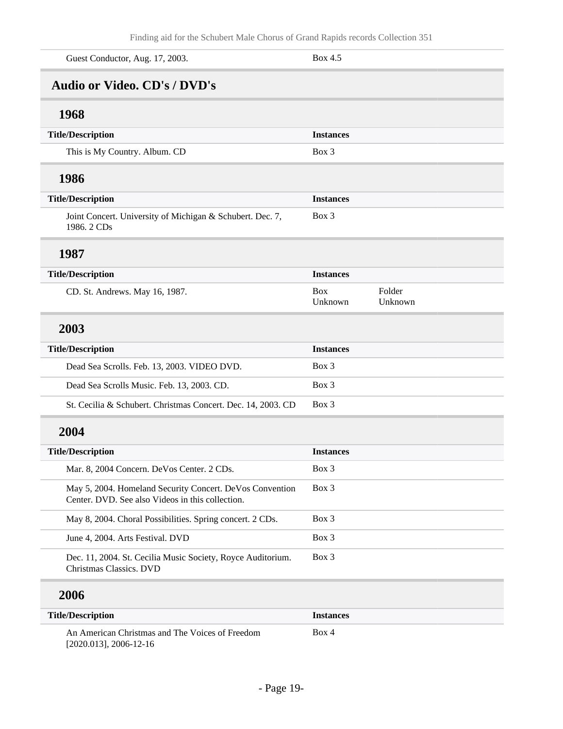| | |
|---|---|
| Guest Conductor, Aug. 17, 2003. | Box 4.5 |

## Audio or Video. CD's / DVD's

### 1968

| Title/Description | Instances |
|---|---|
| This is My Country. Album. CD | Box 3 |

### 1986

| Title/Description | Instances |
|---|---|
| Joint Concert. University of Michigan & Schubert. Dec. 7, 1986. 2 CDs | Box 3 |

### 1987

| Title/Description | Instances | |
|---|---|---|
| CD. St. Andrews. May 16, 1987. | Box Unknown | Folder Unknown |

### 2003

| Title/Description | Instances |
|---|---|
| Dead Sea Scrolls. Feb. 13, 2003. VIDEO DVD. | Box 3 |
| Dead Sea Scrolls Music. Feb. 13, 2003. CD. | Box 3 |
| St. Cecilia & Schubert. Christmas Concert. Dec. 14, 2003. CD | Box 3 |

### 2004

| Title/Description | Instances |
|---|---|
| Mar. 8, 2004 Concern. DeVos Center. 2 CDs. | Box 3 |
| May 5, 2004. Homeland Security Concert. DeVos Convention Center. DVD. See also Videos in this collection. | Box 3 |
| May 8, 2004. Choral Possibilities. Spring concert. 2 CDs. | Box 3 |
| June 4, 2004. Arts Festival. DVD | Box 3 |
| Dec. 11, 2004. St. Cecilia Music Society, Royce Auditorium. Christmas Classics. DVD | Box 3 |

### 2006

| Title/Description | Instances |
|---|---|
| An American Christmas and The Voices of Freedom [2020.013], 2006-12-16 | Box 4 |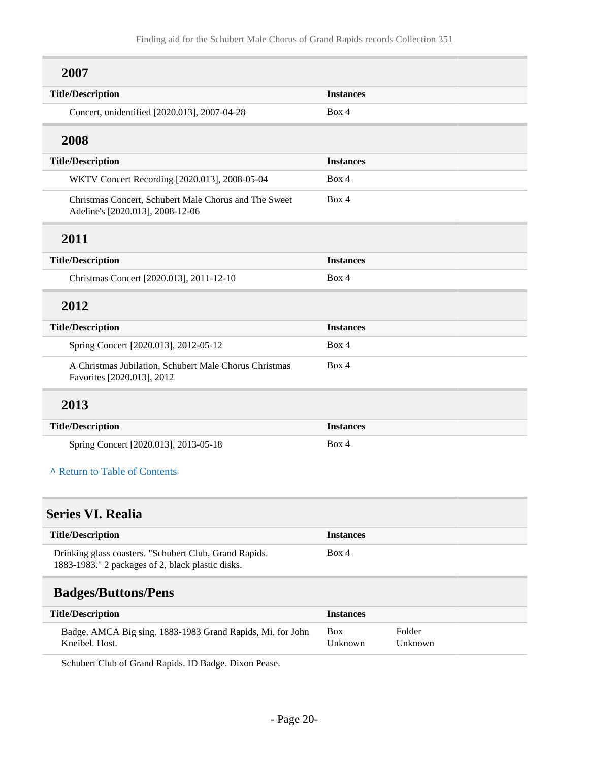### 2007

| Title/Description | Instances |
|---|---|
| Concert, unidentified [2020.013], 2007-04-28 | Box 4 |

### 2008

| Title/Description | Instances |
|---|---|
| WKTV Concert Recording [2020.013], 2008-05-04 | Box 4 |
| Christmas Concert, Schubert Male Chorus and The Sweet Adeline's [2020.013], 2008-12-06 | Box 4 |

### 2011

| Title/Description | Instances |
|---|---|
| Christmas Concert [2020.013], 2011-12-10 | Box 4 |

### 2012

| Title/Description | Instances |
|---|---|
| Spring Concert [2020.013], 2012-05-12 | Box 4 |
| A Christmas Jubilation, Schubert Male Chorus Christmas Favorites [2020.013], 2012 | Box 4 |

### 2013

| Title/Description | Instances |
|---|---|
| Spring Concert [2020.013], 2013-05-18 | Box 4 |

^ Return to Table of Contents

## Series VI. Realia

| Title/Description | Instances |
|---|---|
| Drinking glass coasters. "Schubert Club, Grand Rapids. 1883-1983." 2 packages of 2, black plastic disks. | Box 4 |

### Badges/Buttons/Pens

| Title/Description | Instances | |
|---|---|---|
| Badge. AMCA Big sing. 1883-1983 Grand Rapids, Mi. for John Kneibel. Host. | Box Unknown | Folder Unknown |
| Schubert Club of Grand Rapids. ID Badge. Dixon Pease. | | |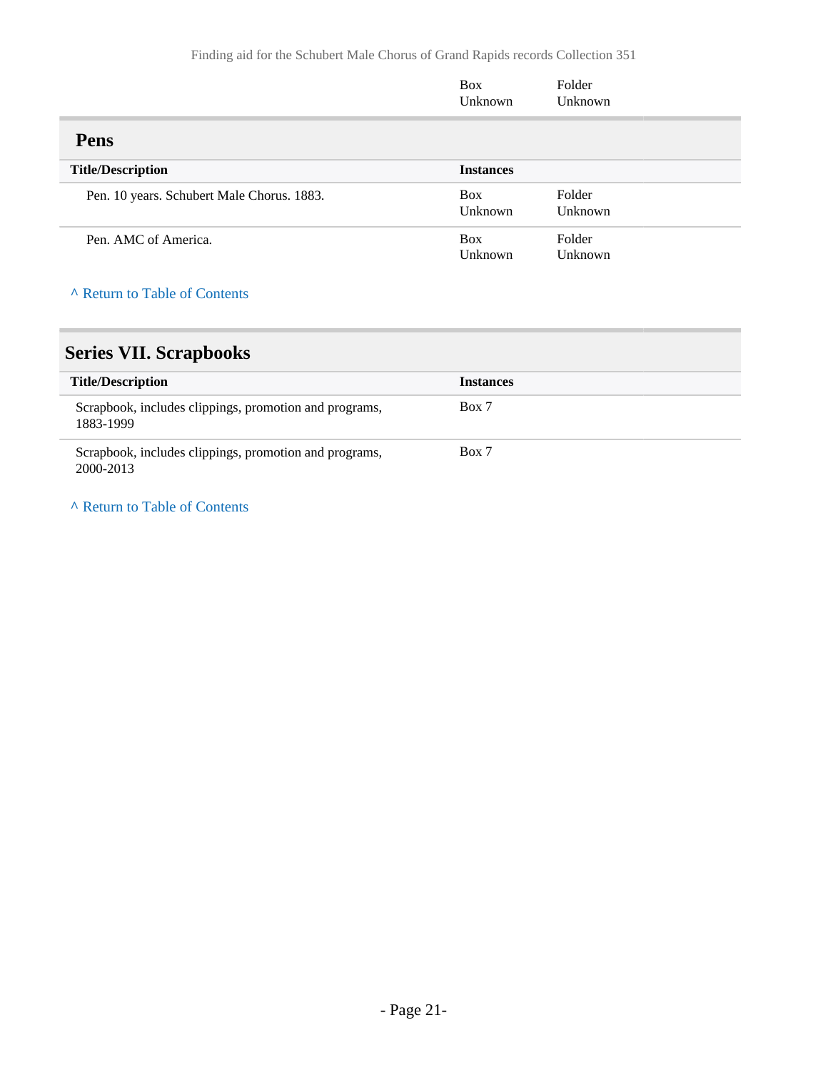| | Instances | |
|---|---|---|
| | Box Unknown | Folder Unknown |

### Pens

| Title/Description | Instances | |
|---|---|---|
| Pen. 10 years. Schubert Male Chorus. 1883. | Box Unknown | Folder Unknown |
| Pen. AMC of America. | Box Unknown | Folder Unknown |

^ Return to Table of Contents

## Series VII. Scrapbooks

| Title/Description | Instances |
|---|---|
| Scrapbook, includes clippings, promotion and programs, 1883-1999 | Box 7 |
| Scrapbook, includes clippings, promotion and programs, 2000-2013 | Box 7 |

^ Return to Table of Contents